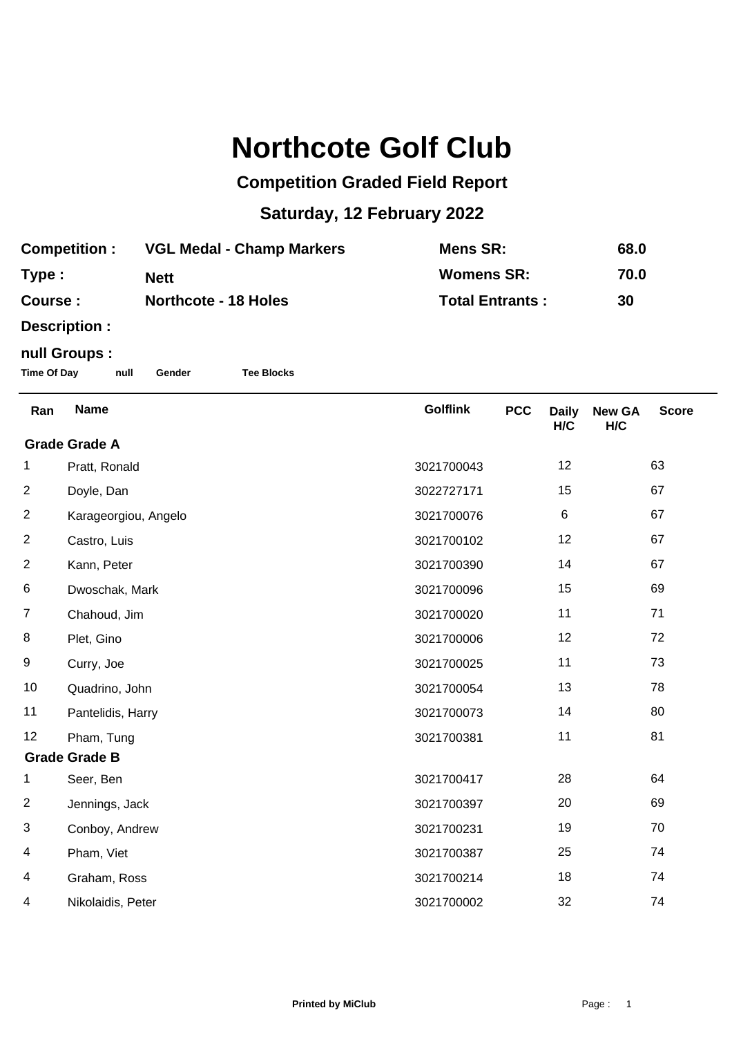# Northcote Golf Club

## Competition Graded Field Report

## Saturday, 12 February 2022

| | | | |
|---|---|---|---|
| **Competition :** | **VGL Medal - Champ Markers** | **Mens SR:** | **68.0** |
| **Type :** | **Nett** | **Womens SR:** | **70.0** |
| **Course :** | **Northcote - 18 Holes** | **Total Entrants :** | **30** |

**Description :**

**null Groups :**

**Time Of Day** **null** **Gender** **Tee Blocks**

| Ran | Name | Golflink | PCC | Daily H/C | New GA H/C | Score |
|---|---|---|---|---|---|---|
| **Grade Grade A** | | | | | | |
| 1 | Pratt, Ronald | 3021700043 | | 12 | | 63 |
| 2 | Doyle, Dan | 3022727171 | | 15 | | 67 |
| 2 | Karageorgiou, Angelo | 3021700076 | | 6 | | 67 |
| 2 | Castro, Luis | 3021700102 | | 12 | | 67 |
| 2 | Kann, Peter | 3021700390 | | 14 | | 67 |
| 6 | Dwoschak, Mark | 3021700096 | | 15 | | 69 |
| 7 | Chahoud, Jim | 3021700020 | | 11 | | 71 |
| 8 | Plet, Gino | 3021700006 | | 12 | | 72 |
| 9 | Curry, Joe | 3021700025 | | 11 | | 73 |
| 10 | Quadrino, John | 3021700054 | | 13 | | 78 |
| 11 | Pantelidis, Harry | 3021700073 | | 14 | | 80 |
| 12 | Pham, Tung | 3021700381 | | 11 | | 81 |
| **Grade Grade B** | | | | | | |
| 1 | Seer, Ben | 3021700417 | | 28 | | 64 |
| 2 | Jennings, Jack | 3021700397 | | 20 | | 69 |
| 3 | Conboy, Andrew | 3021700231 | | 19 | | 70 |
| 4 | Pham, Viet | 3021700387 | | 25 | | 74 |
| 4 | Graham, Ross | 3021700214 | | 18 | | 74 |
| 4 | Nikolaidis, Peter | 3021700002 | | 32 | | 74 |

**Printed by MiClub**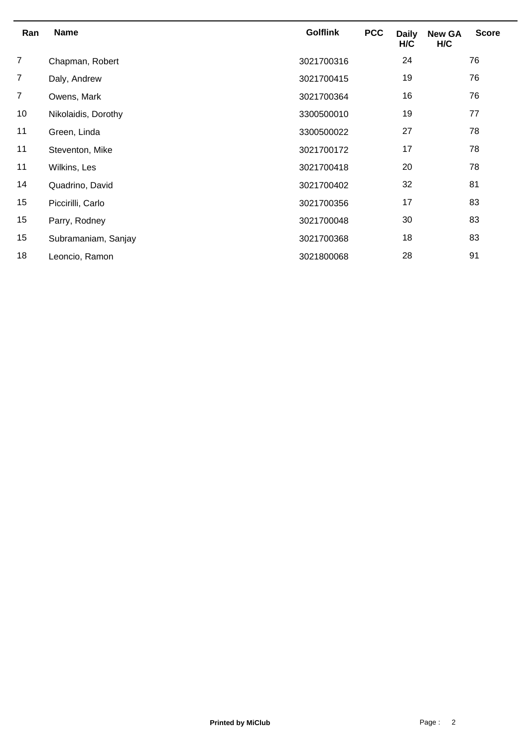| Ran | Name | Golflink | PCC | Daily H/C | New GA H/C | Score |
|---|---|---|---|---|---|---|
| 7 | Chapman, Robert | 3021700316 | | 24 | | 76 |
| 7 | Daly, Andrew | 3021700415 | | 19 | | 76 |
| 7 | Owens, Mark | 3021700364 | | 16 | | 76 |
| 10 | Nikolaidis, Dorothy | 3300500010 | | 19 | | 77 |
| 11 | Green, Linda | 3300500022 | | 27 | | 78 |
| 11 | Steventon, Mike | 3021700172 | | 17 | | 78 |
| 11 | Wilkins, Les | 3021700418 | | 20 | | 78 |
| 14 | Quadrino, David | 3021700402 | | 32 | | 81 |
| 15 | Piccirilli, Carlo | 3021700356 | | 17 | | 83 |
| 15 | Parry, Rodney | 3021700048 | | 30 | | 83 |
| 15 | Subramaniam, Sanjay | 3021700368 | | 18 | | 83 |
| 18 | Leoncio, Ramon | 3021800068 | | 28 | | 91 |

**Printed by MiClub**